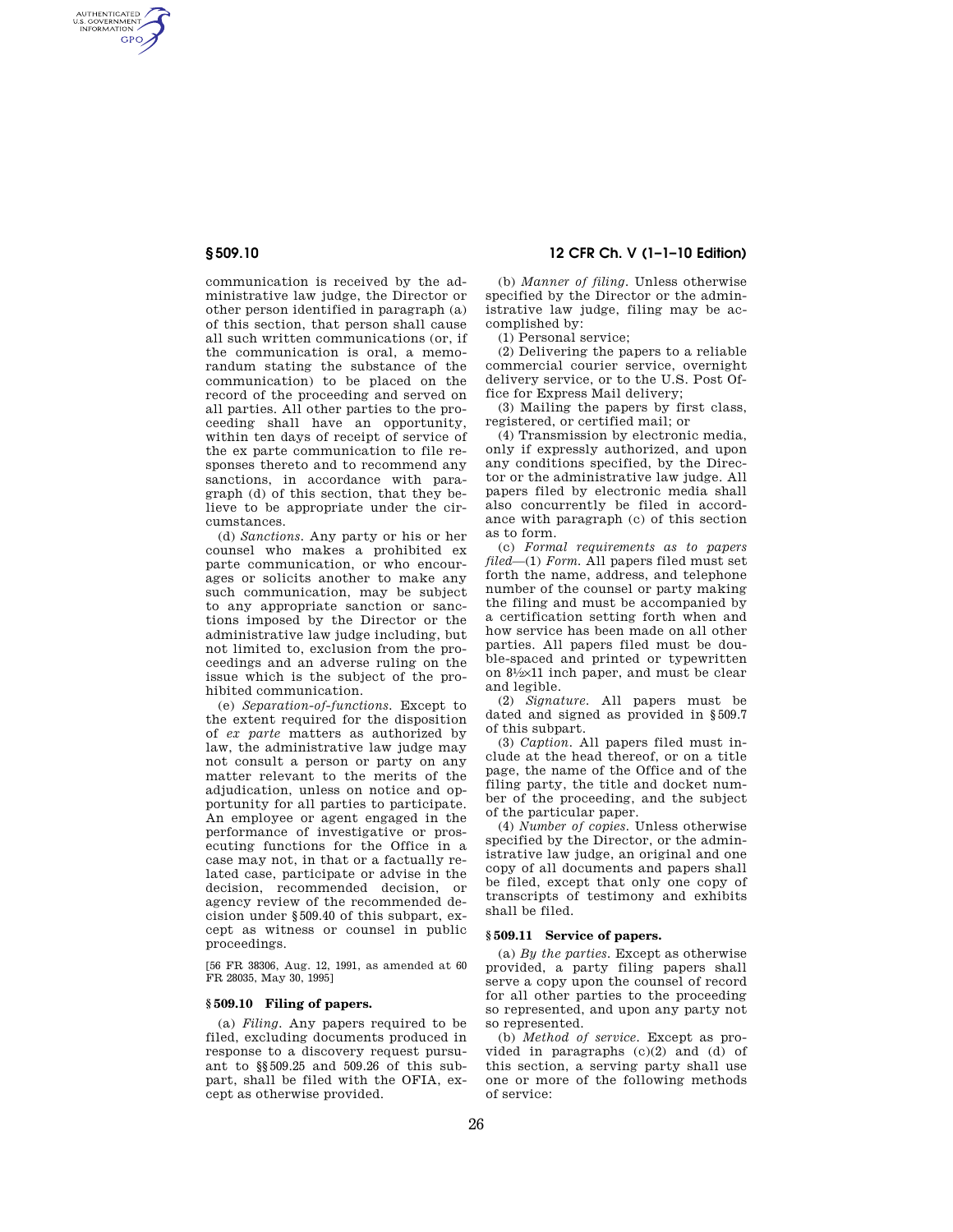communication is received by the administrative law judge, the Director or other person identified in paragraph (a) of this section, that person shall cause all such written communications (or, if the communication is oral, a memorandum stating the substance of the communication) to be placed on the record of the proceeding and served on all parties. All other parties to the proceeding shall have an opportunity, within ten days of receipt of service of the ex parte communication to file responses thereto and to recommend any sanctions, in accordance with paragraph (d) of this section, that they believe to be appropriate under the circumstances.

(d) *Sanctions.* Any party or his or her counsel who makes a prohibited ex parte communication, or who encourages or solicits another to make any such communication, may be subject to any appropriate sanction or sanctions imposed by the Director or the administrative law judge including, but not limited to, exclusion from the proceedings and an adverse ruling on the issue which is the subject of the prohibited communication.

(e) *Separation-of-functions.* Except to the extent required for the disposition of *ex parte* matters as authorized by law, the administrative law judge may not consult a person or party on any matter relevant to the merits of the adjudication, unless on notice and opportunity for all parties to participate. An employee or agent engaged in the performance of investigative or prosecuting functions for the Office in a case may not, in that or a factually related case, participate or advise in the decision, recommended decision, or agency review of the recommended decision under §509.40 of this subpart, except as witness or counsel in public proceedings.

[56 FR 38306, Aug. 12, 1991, as amended at 60 FR 28035, May 30, 1995]

### § 509.10 Filing of papers.

(a) *Filing.* Any papers required to be filed, excluding documents produced in response to a discovery request pursuant to §§509.25 and 509.26 of this subpart, shall be filed with the OFIA, except as otherwise provided.

(b) *Manner of filing.* Unless otherwise specified by the Director or the administrative law judge, filing may be accomplished by:

(1) Personal service;

(2) Delivering the papers to a reliable commercial courier service, overnight delivery service, or to the U.S. Post Office for Express Mail delivery;

(3) Mailing the papers by first class, registered, or certified mail; or

(4) Transmission by electronic media, only if expressly authorized, and upon any conditions specified, by the Director or the administrative law judge. All papers filed by electronic media shall also concurrently be filed in accordance with paragraph (c) of this section as to form.

(c) *Formal requirements as to papers filed*—(1) *Form.* All papers filed must set forth the name, address, and telephone number of the counsel or party making the filing and must be accompanied by a certification setting forth when and how service has been made on all other parties. All papers filed must be double-spaced and printed or typewritten on 8½×11 inch paper, and must be clear and legible.

(2) *Signature.* All papers must be dated and signed as provided in §509.7 of this subpart.

(3) *Caption.* All papers filed must include at the head thereof, or on a title page, the name of the Office and of the filing party, the title and docket number of the proceeding, and the subject of the particular paper.

(4) *Number of copies.* Unless otherwise specified by the Director, or the administrative law judge, an original and one copy of all documents and papers shall be filed, except that only one copy of transcripts of testimony and exhibits shall be filed.

### § 509.11 Service of papers.

(a) *By the parties.* Except as otherwise provided, a party filing papers shall serve a copy upon the counsel of record for all other parties to the proceeding so represented, and upon any party not so represented.

(b) *Method of service.* Except as provided in paragraphs (c)(2) and (d) of this section, a serving party shall use one or more of the following methods of service: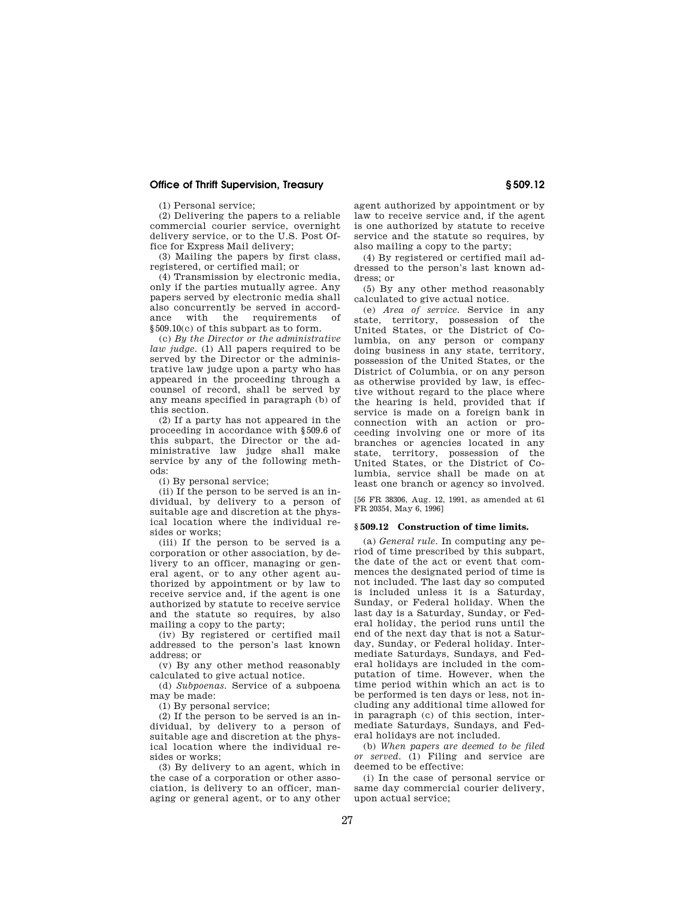(1) Personal service;

(2) Delivering the papers to a reliable commercial courier service, overnight delivery service, or to the U.S. Post Office for Express Mail delivery;

(3) Mailing the papers by first class, registered, or certified mail; or

(4) Transmission by electronic media, only if the parties mutually agree. Any papers served by electronic media shall also concurrently be served in accordance with the requirements of §509.10(c) of this subpart as to form.

(c) *By the Director or the administrative law judge.* (1) All papers required to be served by the Director or the administrative law judge upon a party who has appeared in the proceeding through a counsel of record, shall be served by any means specified in paragraph (b) of this section.

(2) If a party has not appeared in the proceeding in accordance with §509.6 of this subpart, the Director or the administrative law judge shall make service by any of the following methods:

(i) By personal service;

(ii) If the person to be served is an individual, by delivery to a person of suitable age and discretion at the physical location where the individual resides or works;

(iii) If the person to be served is a corporation or other association, by delivery to an officer, managing or general agent, or to any other agent authorized by appointment or by law to receive service and, if the agent is one authorized by statute to receive service and the statute so requires, by also mailing a copy to the party;

(iv) By registered or certified mail addressed to the person's last known address; or

(v) By any other method reasonably calculated to give actual notice.

(d) *Subpoenas.* Service of a subpoena may be made:

(1) By personal service;

(2) If the person to be served is an individual, by delivery to a person of suitable age and discretion at the physical location where the individual resides or works;

(3) By delivery to an agent, which in the case of a corporation or other association, is delivery to an officer, managing or general agent, or to any other agent authorized by appointment or by law to receive service and, if the agent is one authorized by statute to receive service and the statute so requires, by also mailing a copy to the party;

(4) By registered or certified mail addressed to the person's last known address; or

(5) By any other method reasonably calculated to give actual notice.

(e) *Area of service.* Service in any state, territory, possession of the United States, or the District of Columbia, on any person or company doing business in any state, territory, possession of the United States, or the District of Columbia, or on any person as otherwise provided by law, is effective without regard to the place where the hearing is held, provided that if service is made on a foreign bank in connection with an action or proceeding involving one or more of its branches or agencies located in any state, territory, possession of the United States, or the District of Columbia, service shall be made on at least one branch or agency so involved.

[56 FR 38306, Aug. 12, 1991, as amended at 61 FR 20354, May 6, 1996]

### § 509.12 Construction of time limits.

(a) *General rule.* In computing any period of time prescribed by this subpart, the date of the act or event that commences the designated period of time is not included. The last day so computed is included unless it is a Saturday, Sunday, or Federal holiday. When the last day is a Saturday, Sunday, or Federal holiday, the period runs until the end of the next day that is not a Saturday, Sunday, or Federal holiday. Intermediate Saturdays, Sundays, and Federal holidays are included in the computation of time. However, when the time period within which an act is to be performed is ten days or less, not including any additional time allowed for in paragraph (c) of this section, intermediate Saturdays, Sundays, and Federal holidays are not included.

(b) *When papers are deemed to be filed or served.* (1) Filing and service are deemed to be effective:

(i) In the case of personal service or same day commercial courier delivery, upon actual service;